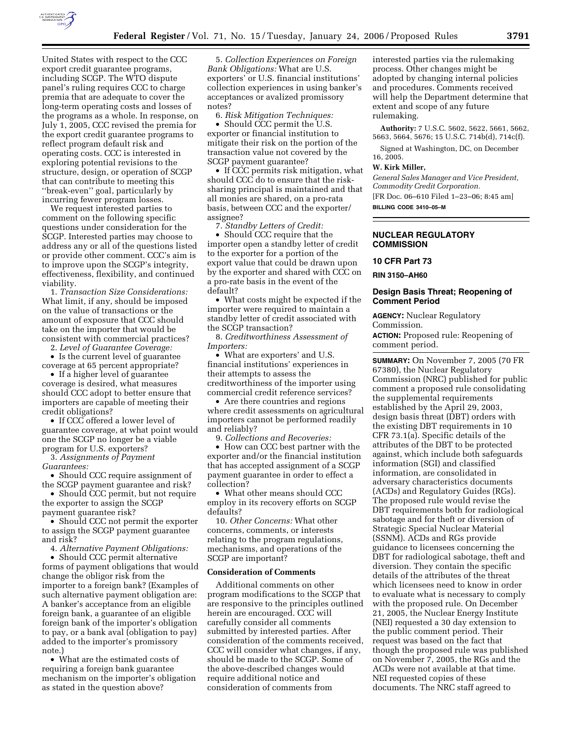United States with respect to the CCC export credit guarantee programs, including SCGP. The WTO dispute panel's ruling requires CCC to charge premia that are adequate to cover the long-term operating costs and losses of the programs as a whole. In response, on July 1, 2005, CCC revised the premia for the export credit guarantee programs to reflect program default risk and operating costs. CCC is interested in exploring potential revisions to the structure, design, or operation of SCGP that can contribute to meeting this ''break-even'' goal, particularly by incurring fewer program losses.

We request interested parties to comment on the following specific questions under consideration for the SCGP. Interested parties may choose to address any or all of the questions listed or provide other comment. CCC's aim is to improve upon the SCGP's integrity, effectiveness, flexibility, and continued viability.

1. *Transaction Size Considerations:* What limit, if any, should be imposed on the value of transactions or the amount of exposure that CCC should take on the importer that would be consistent with commercial practices?

2. *Level of Guarantee Coverage:*

- Is the current level of guarantee coverage at 65 percent appropriate?
- If a higher level of guarantee coverage is desired, what measures should CCC adopt to better ensure that importers are capable of meeting their credit obligations?
- If CCC offered a lower level of guarantee coverage, at what point would one the SCGP no longer be a viable program for U.S. exporters?

3. *Assignments of Payment Guarantees:*

- Should CCC require assignment of the SCGP payment guarantee and risk?
- Should CCC permit, but not require the exporter to assign the SCGP payment guarantee risk?
- Should CCC not permit the exporter to assign the SCGP payment guarantee and risk?

4. *Alternative Payment Obligations:*

- Should CCC permit alternative forms of payment obligations that would change the obligor risk from the importer to a foreign bank? (Examples of such alternative payment obligation are: A banker's acceptance from an eligible foreign bank, a guarantee of an eligible foreign bank of the importer's obligation to pay, or a bank aval (obligation to pay) added to the importer's promissory note.)
- What are the estimated costs of requiring a foreign bank guarantee mechanism on the importer's obligation as stated in the question above?

5. *Collection Experiences on Foreign Bank Obligations:* What are U.S. exporters' or U.S. financial institutions' collection experiences in using banker's acceptances or avalized promissory notes?

6. *Risk Mitigation Techniques:*

- Should CCC permit the U.S. exporter or financial institution to mitigate their risk on the portion of the transaction value not covered by the SCGP payment guarantee?
- If CCC permits risk mitigation, what should CCC do to ensure that the risk-sharing principal is maintained and that all monies are shared, on a pro-rata basis, between CCC and the exporter/assignee?

7. *Standby Letters of Credit:*

- Should CCC require that the importer open a standby letter of credit to the exporter for a portion of the export value that could be drawn upon by the exporter and shared with CCC on a pro-rate basis in the event of the default?
- What costs might be expected if the importer were required to maintain a standby letter of credit associated with the SCGP transaction?

8. *Creditworthiness Assessment of Importers:*

- What are exporters' and U.S. financial institutions' experiences in their attempts to assess the creditworthiness of the importer using commercial credit reference services?
- Are there countries and regions where credit assessments on agricultural importers cannot be performed readily and reliably?

9. *Collections and Recoveries:*

- How can CCC best partner with the exporter and/or the financial institution that has accepted assignment of a SCGP payment guarantee in order to effect a collection?
- What other means should CCC employ in its recovery efforts on SCGP defaults?

10. *Other Concerns:* What other concerns, comments, or interests relating to the program regulations, mechanisms, and operations of the SCGP are important?

### Consideration of Comments

Additional comments on other program modifications to the SCGP that are responsive to the principles outlined herein are encouraged. CCC will carefully consider all comments submitted by interested parties. After consideration of the comments received, CCC will consider what changes, if any, should be made to the SCGP. Some of the above-described changes would require additional notice and consideration of comments from interested parties via the rulemaking process. Other changes might be adopted by changing internal policies and procedures. Comments received will help the Department determine that extent and scope of any future rulemaking.

**Authority:** 7 U.S.C. 5602, 5622, 5661, 5662, 5663, 5664, 5676; 15 U.S.C. 714b(d), 714c(f).

Signed at Washington, DC, on December 16, 2005.

**W. Kirk Miller,**

*General Sales Manager and Vice President, Commodity Credit Corporation.*

[FR Doc. 06–610 Filed 1–23–06; 8:45 am]

**BILLING CODE 3410–05–M**

---

## NUCLEAR REGULATORY COMMISSION

### 10 CFR Part 73

### RIN 3150–AH60

### Design Basis Threat; Reopening of Comment Period

**AGENCY:** Nuclear Regulatory Commission.

**ACTION:** Proposed rule: Reopening of comment period.

**SUMMARY:** On November 7, 2005 (70 FR 67380), the Nuclear Regulatory Commission (NRC) published for public comment a proposed rule consolidating the supplemental requirements established by the April 29, 2003, design basis threat (DBT) orders with the existing DBT requirements in 10 CFR 73.1(a). Specific details of the attributes of the DBT to be protected against, which include both safeguards information (SGI) and classified information, are consolidated in adversary characteristics documents (ACDs) and Regulatory Guides (RGs). The proposed rule would revise the DBT requirements both for radiological sabotage and for theft or diversion of Strategic Special Nuclear Material (SSNM). ACDs and RGs provide guidance to licensees concerning the DBT for radiological sabotage, theft and diversion. They contain the specific details of the attributes of the threat which licensees need to know in order to evaluate what is necessary to comply with the proposed rule. On December 21, 2005, the Nuclear Energy Institute (NEI) requested a 30 day extension to the public comment period. Their request was based on the fact that though the proposed rule was published on November 7, 2005, the RGs and the ACDs were not available at that time. NEI requested copies of these documents. The NRC staff agreed to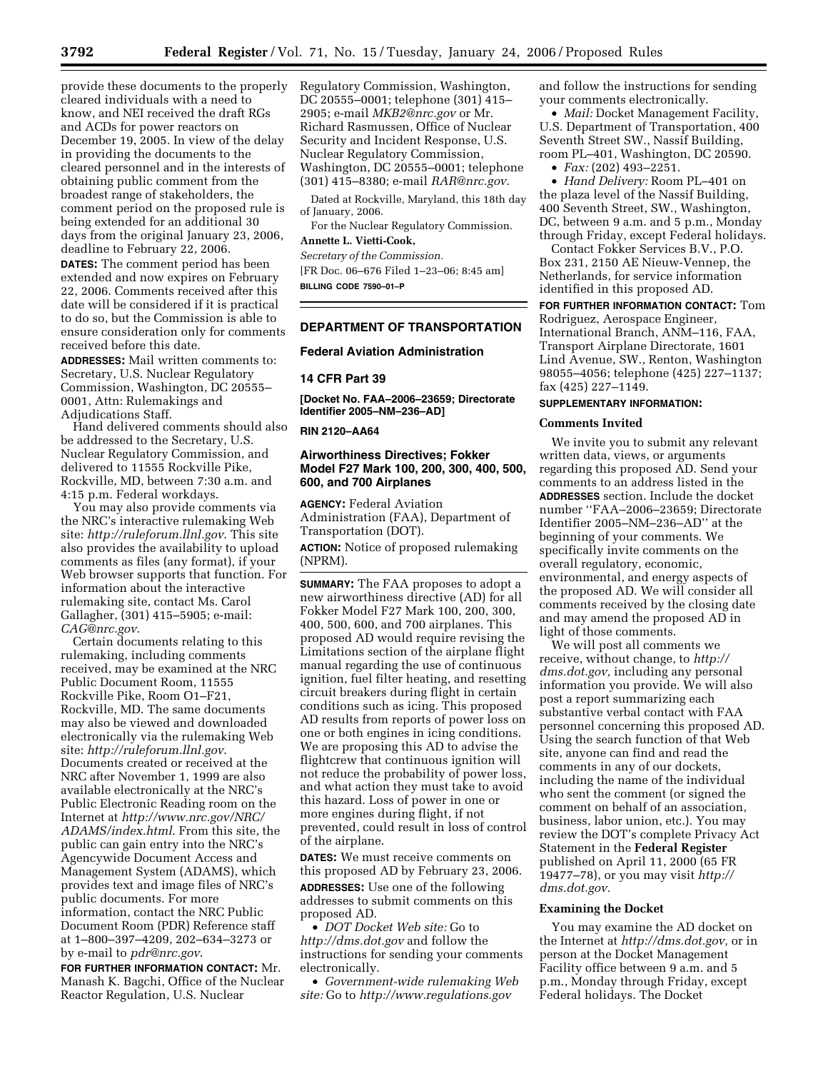provide these documents to the properly cleared individuals with a need to know, and NEI received the draft RGs and ACDs for power reactors on December 19, 2005. In view of the delay in providing the documents to the cleared personnel and in the interests of obtaining public comment from the broadest range of stakeholders, the comment period on the proposed rule is being extended for an additional 30 days from the original January 23, 2006, deadline to February 22, 2006.

**DATES:** The comment period has been extended and now expires on February 22, 2006. Comments received after this date will be considered if it is practical to do so, but the Commission is able to ensure consideration only for comments received before this date.

**ADDRESSES:** Mail written comments to: Secretary, U.S. Nuclear Regulatory Commission, Washington, DC 20555–0001, Attn: Rulemakings and Adjudications Staff.

Hand delivered comments should also be addressed to the Secretary, U.S. Nuclear Regulatory Commission, and delivered to 11555 Rockville Pike, Rockville, MD, between 7:30 a.m. and 4:15 p.m. Federal workdays.

You may also provide comments via the NRC's interactive rulemaking Web site: *http://ruleforum.llnl.gov*. This site also provides the availability to upload comments as files (any format), if your Web browser supports that function. For information about the interactive rulemaking site, contact Ms. Carol Gallagher, (301) 415–5905; e-mail: *CAG@nrc.gov*.

Certain documents relating to this rulemaking, including comments received, may be examined at the NRC Public Document Room, 11555 Rockville Pike, Room O1–F21, Rockville, MD. The same documents may also be viewed and downloaded electronically via the rulemaking Web site: *http://ruleforum.llnl.gov*. Documents created or received at the NRC after November 1, 1999 are also available electronically at the NRC's Public Electronic Reading room on the Internet at *http://www.nrc.gov/NRC/ADAMS/index.html*. From this site, the public can gain entry into the NRC's Agencywide Document Access and Management System (ADAMS), which provides text and image files of NRC's public documents. For more information, contact the NRC Public Document Room (PDR) Reference staff at 1–800–397–4209, 202–634–3273 or by e-mail to *pdr@nrc.gov*.

**FOR FURTHER INFORMATION CONTACT:** Mr. Manash K. Bagchi, Office of the Nuclear Reactor Regulation, U.S. Nuclear Regulatory Commission, Washington, DC 20555–0001; telephone (301) 415–2905; e-mail *MKB2@nrc.gov* or Mr. Richard Rasmussen, Office of Nuclear Security and Incident Response, U.S. Nuclear Regulatory Commission, Washington, DC 20555–0001; telephone (301) 415–8380; e-mail *RAR@nrc.gov*.

Dated at Rockville, Maryland, this 18th day of January, 2006.

For the Nuclear Regulatory Commission.

**Annette L. Vietti-Cook,**

*Secretary of the Commission.*

[FR Doc. 06–676 Filed 1–23–06; 8:45 am]

**BILLING CODE 7590–01–P**

---

## DEPARTMENT OF TRANSPORTATION

### Federal Aviation Administration

### 14 CFR Part 39

**[Docket No. FAA–2006–23659; Directorate Identifier 2005–NM–236–AD]**

**RIN 2120–AA64**

### Airworthiness Directives; Fokker Model F27 Mark 100, 200, 300, 400, 500, 600, and 700 Airplanes

**AGENCY:** Federal Aviation Administration (FAA), Department of Transportation (DOT).

**ACTION:** Notice of proposed rulemaking (NPRM).

**SUMMARY:** The FAA proposes to adopt a new airworthiness directive (AD) for all Fokker Model F27 Mark 100, 200, 300, 400, 500, 600, and 700 airplanes. This proposed AD would require revising the Limitations section of the airplane flight manual regarding the use of continuous ignition, fuel filter heating, and resetting circuit breakers during flight in certain conditions such as icing. This proposed AD results from reports of power loss on one or both engines in icing conditions. We are proposing this AD to advise the flightcrew that continuous ignition will not reduce the probability of power loss, and what action they must take to avoid this hazard. Loss of power in one or more engines during flight, if not prevented, could result in loss of control of the airplane.

**DATES:** We must receive comments on this proposed AD by February 23, 2006.

**ADDRESSES:** Use one of the following addresses to submit comments on this proposed AD.

- *DOT Docket Web site:* Go to *http://dms.dot.gov* and follow the instructions for sending your comments electronically.
- *Government-wide rulemaking Web site:* Go to *http://www.regulations.gov* and follow the instructions for sending your comments electronically.
- *Mail:* Docket Management Facility, U.S. Department of Transportation, 400 Seventh Street SW., Nassif Building, room PL–401, Washington, DC 20590.
- *Fax:* (202) 493–2251.
- *Hand Delivery:* Room PL–401 on the plaza level of the Nassif Building, 400 Seventh Street, SW., Washington, DC, between 9 a.m. and 5 p.m., Monday through Friday, except Federal holidays.

Contact Fokker Services B.V., P.O. Box 231, 2150 AE Nieuw-Vennep, the Netherlands, for service information identified in this proposed AD.

**FOR FURTHER INFORMATION CONTACT:** Tom Rodriguez, Aerospace Engineer, International Branch, ANM–116, FAA, Transport Airplane Directorate, 1601 Lind Avenue, SW., Renton, Washington 98055–4056; telephone (425) 227–1137; fax (425) 227–1149.

**SUPPLEMENTARY INFORMATION:**

#### Comments Invited

We invite you to submit any relevant written data, views, or arguments regarding this proposed AD. Send your comments to an address listed in the **ADDRESSES** section. Include the docket number "FAA–2006–23659; Directorate Identifier 2005–NM–236–AD" at the beginning of your comments. We specifically invite comments on the overall regulatory, economic, environmental, and energy aspects of the proposed AD. We will consider all comments received by the closing date and may amend the proposed AD in light of those comments.

We will post all comments we receive, without change, to *http://dms.dot.gov,* including any personal information you provide. We will also post a report summarizing each substantive verbal contact with FAA personnel concerning this proposed AD. Using the search function of that Web site, anyone can find and read the comments in any of our dockets, including the name of the individual who sent the comment (or signed the comment on behalf of an association, business, labor union, etc.). You may review the DOT's complete Privacy Act Statement in the **Federal Register** published on April 11, 2000 (65 FR 19477–78), or you may visit *http://dms.dot.gov.*

#### Examining the Docket

You may examine the AD docket on the Internet at *http://dms.dot.gov,* or in person at the Docket Management Facility office between 9 a.m. and 5 p.m., Monday through Friday, except Federal holidays. The Docket